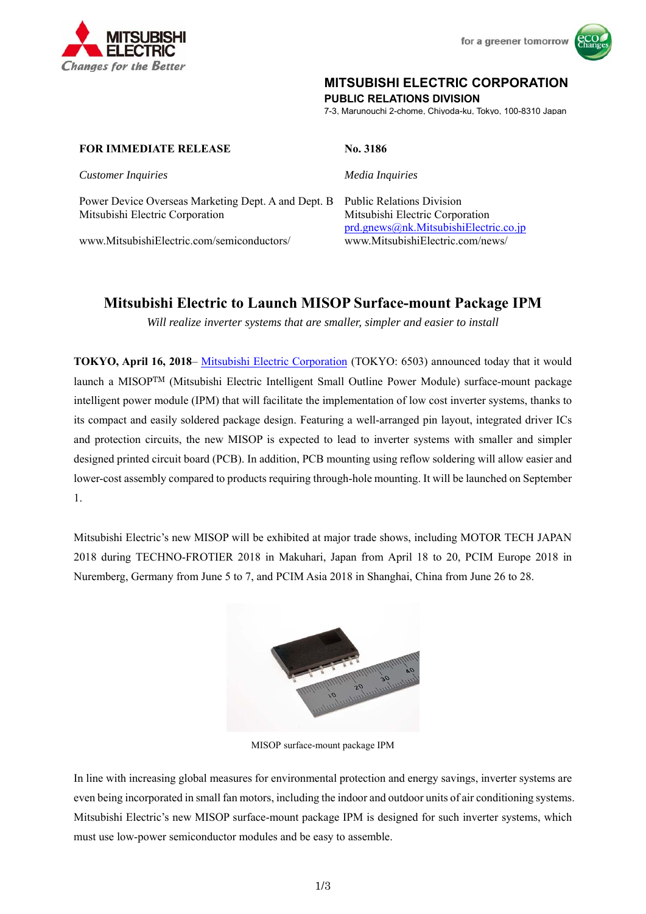MITSUBISHI ELECTRIC
Changes for the Better

for a greener tomorrow

**MITSUBISHI ELECTRIC CORPORATION**
**PUBLIC RELATIONS DIVISION**
7-3, Marunouchi 2-chome, Chiyoda-ku, Tokyo, 100-8310 Japan

**FOR IMMEDIATE RELEASE** 

**No. 3186**

*Customer Inquiries*

Power Device Overseas Marketing Dept. A and Dept. B
Mitsubishi Electric Corporation

www.MitsubishiElectric.com/semiconductors/

*Media Inquiries*

Public Relations Division
Mitsubishi Electric Corporation
prd.gnews@nk.MitsubishiElectric.co.jp
www.MitsubishiElectric.com/news/

# Mitsubishi Electric to Launch MISOP Surface-mount Package IPM

*Will realize inverter systems that are smaller, simpler and easier to install*

**TOKYO, April 16, 2018**– Mitsubishi Electric Corporation (TOKYO: 6503) announced today that it would launch a MISOP™ (Mitsubishi Electric Intelligent Small Outline Power Module) surface-mount package intelligent power module (IPM) that will facilitate the implementation of low cost inverter systems, thanks to its compact and easily soldered package design. Featuring a well-arranged pin layout, integrated driver ICs and protection circuits, the new MISOP is expected to lead to inverter systems with smaller and simpler designed printed circuit board (PCB). In addition, PCB mounting using reflow soldering will allow easier and lower-cost assembly compared to products requiring through-hole mounting. It will be launched on September 1.

Mitsubishi Electric's new MISOP will be exhibited at major trade shows, including MOTOR TECH JAPAN 2018 during TECHNO-FROTIER 2018 in Makuhari, Japan from April 18 to 20, PCIM Europe 2018 in Nuremberg, Germany from June 5 to 7, and PCIM Asia 2018 in Shanghai, China from June 26 to 28.

MISOP surface-mount package IPM

In line with increasing global measures for environmental protection and energy savings, inverter systems are even being incorporated in small fan motors, including the indoor and outdoor units of air conditioning systems. Mitsubishi Electric's new MISOP surface-mount package IPM is designed for such inverter systems, which must use low-power semiconductor modules and be easy to assemble.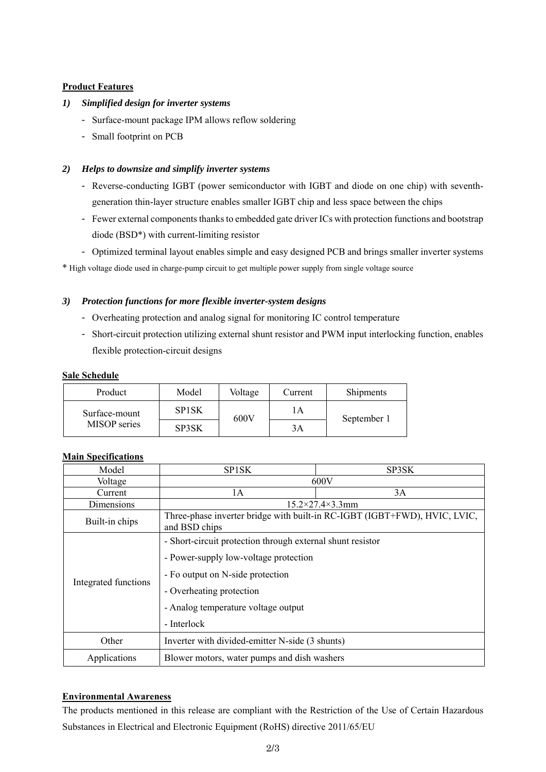**Product Features**

*1) Simplified design for inverter systems*

- Surface-mount package IPM allows reflow soldering
- Small footprint on PCB

*2) Helps to downsize and simplify inverter systems*

- Reverse-conducting IGBT (power semiconductor with IGBT and diode on one chip) with seventh-generation thin-layer structure enables smaller IGBT chip and less space between the chips
- Fewer external components thanks to embedded gate driver ICs with protection functions and bootstrap diode (BSD*) with current-limiting resistor
- Optimized terminal layout enables simple and easy designed PCB and brings smaller inverter systems

* High voltage diode used in charge-pump circuit to get multiple power supply from single voltage source

*3) Protection functions for more flexible inverter-system designs*

- Overheating protection and analog signal for monitoring IC control temperature
- Short-circuit protection utilizing external shunt resistor and PWM input interlocking function, enables flexible protection-circuit designs

**Sale Schedule**

| Product | Model | Voltage | Current | Shipments |
|---|---|---|---|---|
| Surface-mount MISOP series | SP1SK | 600V | 1A | September 1 |
| | SP3SK | | 3A | |

**Main Specifications**

| Model | SP1SK | SP3SK |
|---|---|---|
| Voltage | 600V | |
| Current | 1A | 3A |
| Dimensions | 15.2×27.4×3.3mm | |
| Built-in chips | Three-phase inverter bridge with built-in RC-IGBT (IGBT+FWD), HVIC, LVIC, and BSD chips | |
| Integrated functions | - Short-circuit protection through external shunt resistor<br>- Power-supply low-voltage protection<br>- Fo output on N-side protection<br>- Overheating protection<br>- Analog temperature voltage output<br>- Interlock | |
| Other | Inverter with divided-emitter N-side (3 shunts) | |
| Applications | Blower motors, water pumps and dish washers | |

**Environmental Awareness**

The products mentioned in this release are compliant with the Restriction of the Use of Certain Hazardous Substances in Electrical and Electronic Equipment (RoHS) directive 2011/65/EU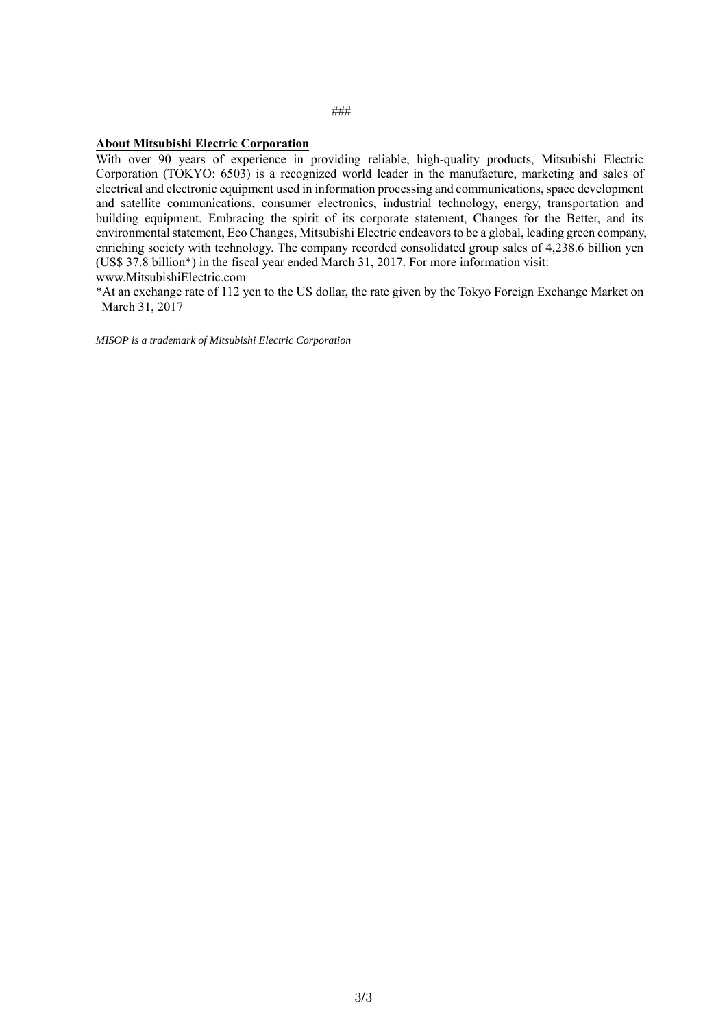###

**About Mitsubishi Electric Corporation**

With over 90 years of experience in providing reliable, high-quality products, Mitsubishi Electric Corporation (TOKYO: 6503) is a recognized world leader in the manufacture, marketing and sales of electrical and electronic equipment used in information processing and communications, space development and satellite communications, consumer electronics, industrial technology, energy, transportation and building equipment. Embracing the spirit of its corporate statement, Changes for the Better, and its environmental statement, Eco Changes, Mitsubishi Electric endeavors to be a global, leading green company, enriching society with technology. The company recorded consolidated group sales of 4,238.6 billion yen (US$ 37.8 billion*) in the fiscal year ended March 31, 2017. For more information visit: www.MitsubishiElectric.com

*At an exchange rate of 112 yen to the US dollar, the rate given by the Tokyo Foreign Exchange Market on March 31, 2017

*MISOP is a trademark of Mitsubishi Electric Corporation*